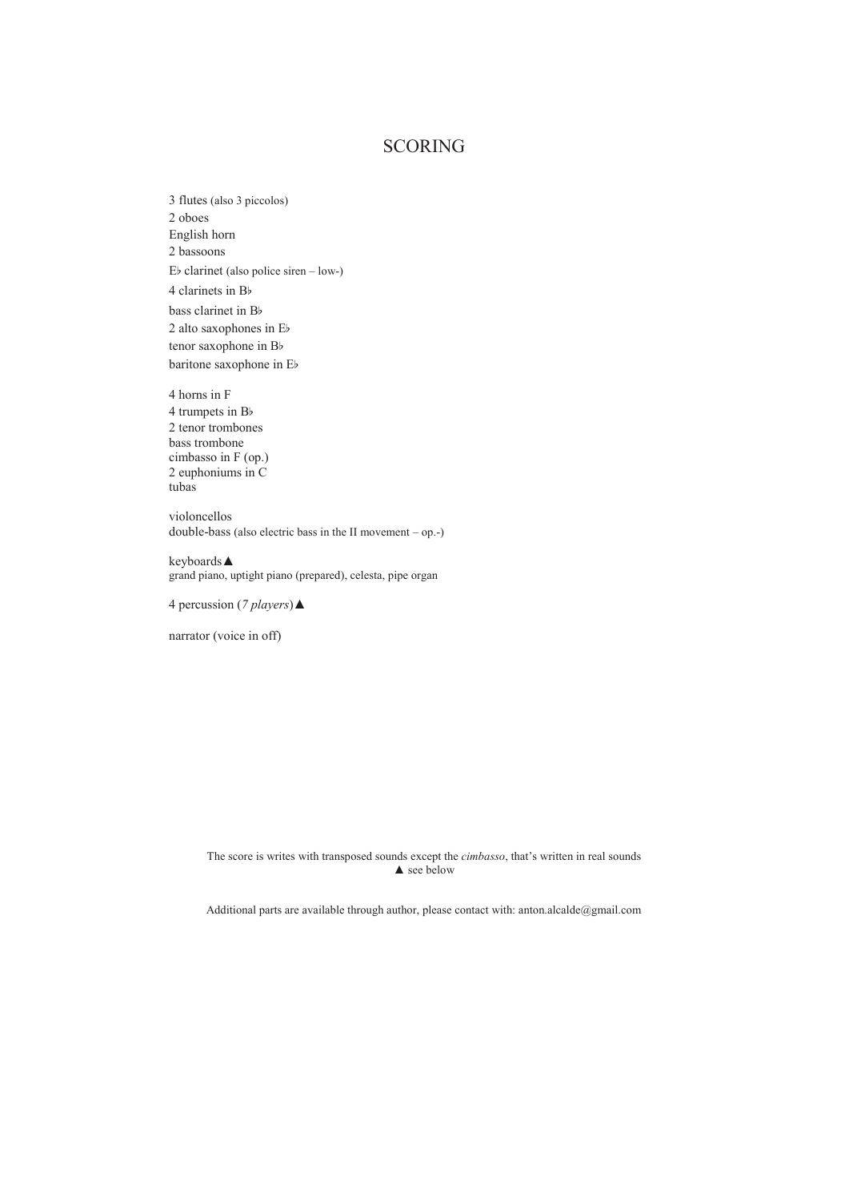# SCORING

3 flutes (also 3 piccolos)
2 oboes
English horn
2 bassoons
E♭ clarinet (also police siren – low-)
4 clarinets in B♭
bass clarinet in B♭
2 alto saxophones in E♭
tenor saxophone in B♭
baritone saxophone in E♭

4 horns in F
4 trumpets in B♭
2 tenor trombones
bass trombone
cimbasso in F (op.)
2 euphoniums in C
tubas

violoncellos
double-bass (also electric bass in the II movement – op.-)

keyboards▲
grand piano, uptight piano (prepared), celesta, pipe organ

4 percussion (*7 players*)▲

narrator (voice in off)

The score is writes with transposed sounds except the *cimbasso*, that's written in real sounds
▲ see below

Additional parts are available through author, please contact with: anton.alcalde@gmail.com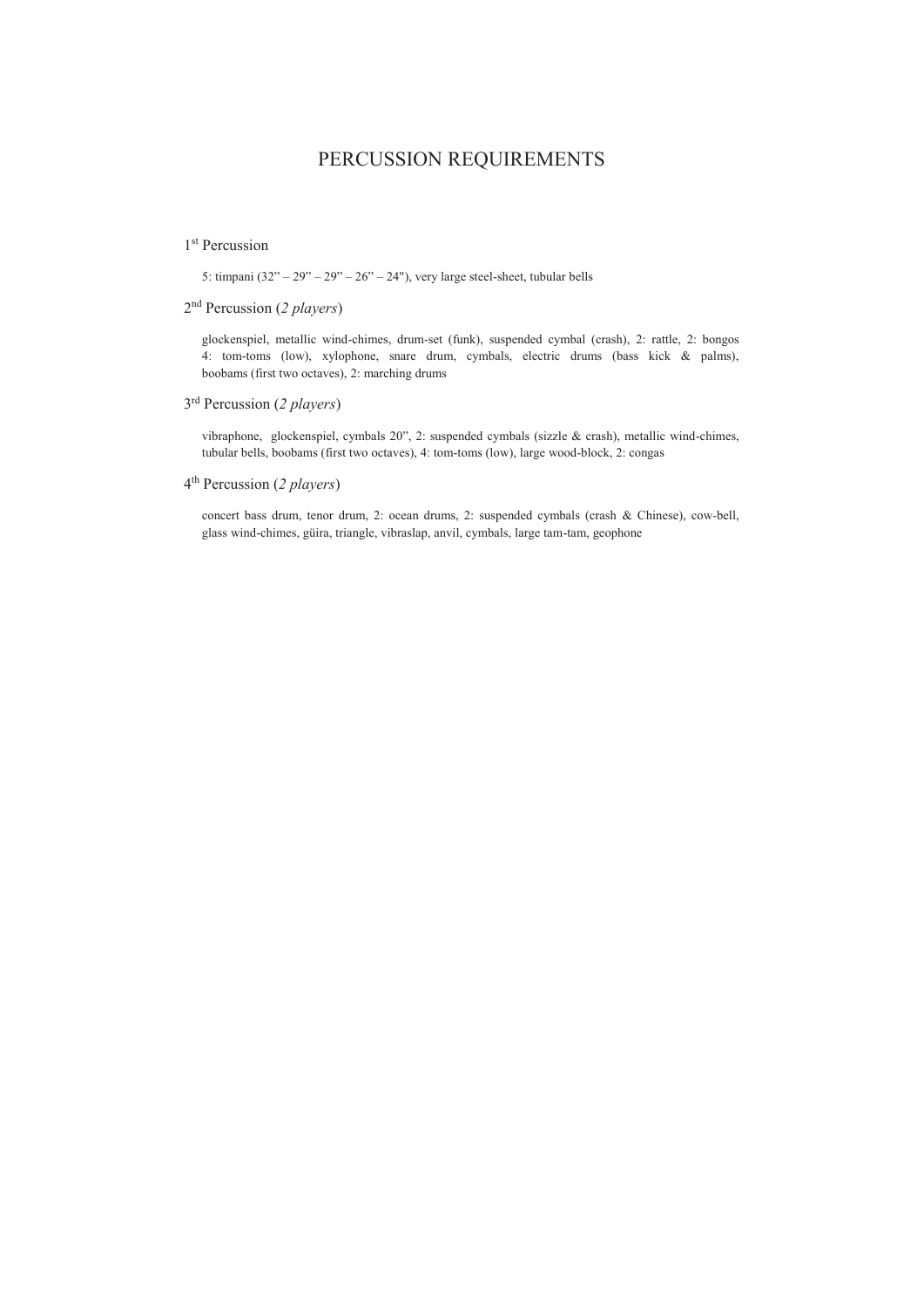# PERCUSSION REQUIREMENTS

## 1st Percussion

5: timpani (32" – 29" – 29" – 26" – 24"), very large steel-sheet, tubular bells

## 2nd Percussion (*2 players*)

glockenspiel, metallic wind-chimes, drum-set (funk), suspended cymbal (crash), 2: rattle, 2: bongos 4: tom-toms (low), xylophone, snare drum, cymbals, electric drums (bass kick & palms), boobams (first two octaves), 2: marching drums

## 3rd Percussion (*2 players*)

vibraphone, glockenspiel, cymbals 20", 2: suspended cymbals (sizzle & crash), metallic wind-chimes, tubular bells, boobams (first two octaves), 4: tom-toms (low), large wood-block, 2: congas

## 4th Percussion (*2 players*)

concert bass drum, tenor drum, 2: ocean drums, 2: suspended cymbals (crash & Chinese), cow-bell, glass wind-chimes, güira, triangle, vibraslap, anvil, cymbals, large tam-tam, geophone